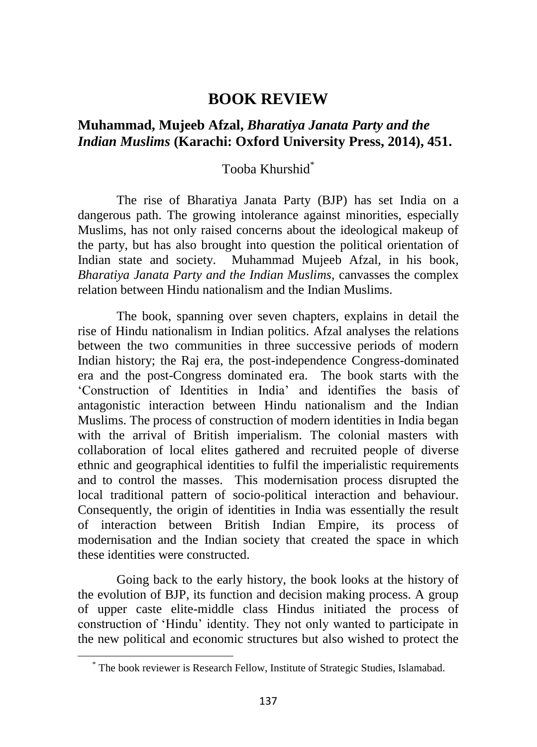# BOOK REVIEW

## Muhammad, Mujeeb Afzal, *Bharatiya Janata Party and the Indian Muslims* (Karachi: Oxford University Press, 2014), 451.

Tooba Khurshid[*]

The rise of Bharatiya Janata Party (BJP) has set India on a dangerous path. The growing intolerance against minorities, especially Muslims, has not only raised concerns about the ideological makeup of the party, but has also brought into question the political orientation of Indian state and society. Muhammad Mujeeb Afzal, in his book, *Bharatiya Janata Party and the Indian Muslims,* canvasses the complex relation between Hindu nationalism and the Indian Muslims.

The book, spanning over seven chapters, explains in detail the rise of Hindu nationalism in Indian politics. Afzal analyses the relations between the two communities in three successive periods of modern Indian history; the Raj era, the post-independence Congress-dominated era and the post-Congress dominated era. The book starts with the 'Construction of Identities in India' and identifies the basis of antagonistic interaction between Hindu nationalism and the Indian Muslims. The process of construction of modern identities in India began with the arrival of British imperialism. The colonial masters with collaboration of local elites gathered and recruited people of diverse ethnic and geographical identities to fulfil the imperialistic requirements and to control the masses. This modernisation process disrupted the local traditional pattern of socio-political interaction and behaviour. Consequently, the origin of identities in India was essentially the result of interaction between British Indian Empire, its process of modernisation and the Indian society that created the space in which these identities were constructed.

Going back to the early history, the book looks at the history of the evolution of BJP, its function and decision making process. A group of upper caste elite-middle class Hindus initiated the process of construction of 'Hindu' identity. They not only wanted to participate in the new political and economic structures but also wished to protect the

---

[*] The book reviewer is Research Fellow, Institute of Strategic Studies, Islamabad.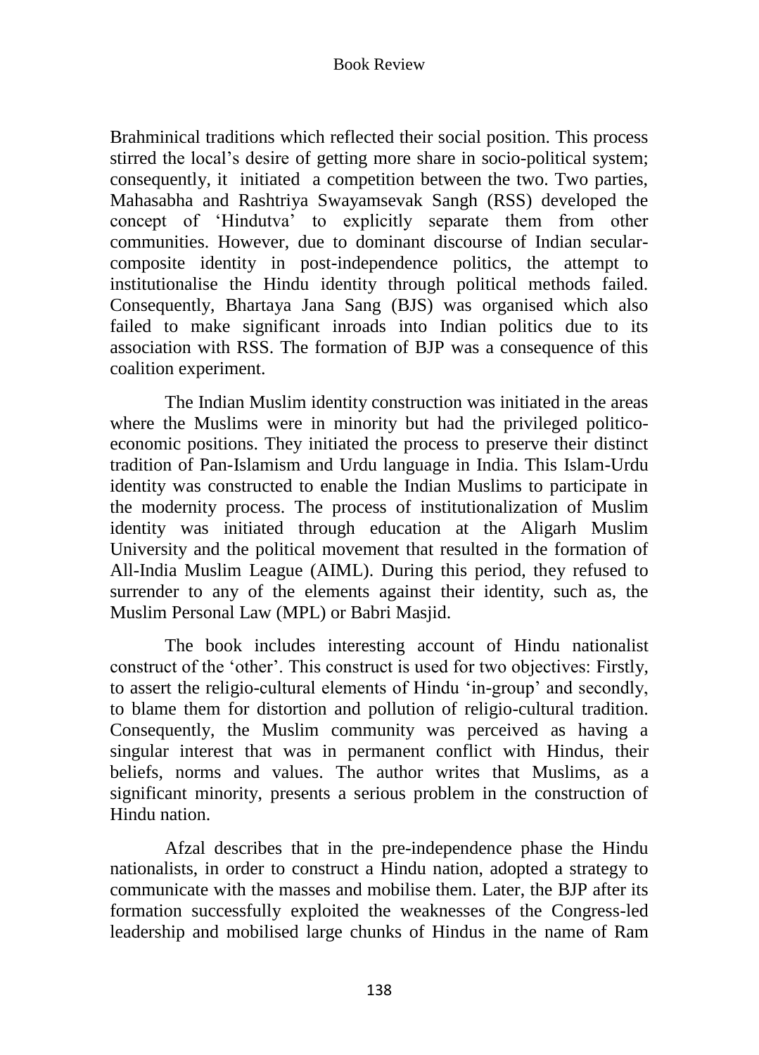Brahminical traditions which reflected their social position. This process stirred the local's desire of getting more share in socio-political system; consequently, it initiated a competition between the two. Two parties, Mahasabha and Rashtriya Swayamsevak Sangh (RSS) developed the concept of 'Hindutva' to explicitly separate them from other communities. However, due to dominant discourse of Indian secular-composite identity in post-independence politics, the attempt to institutionalise the Hindu identity through political methods failed. Consequently, Bhartaya Jana Sang (BJS) was organised which also failed to make significant inroads into Indian politics due to its association with RSS. The formation of BJP was a consequence of this coalition experiment.

The Indian Muslim identity construction was initiated in the areas where the Muslims were in minority but had the privileged politico-economic positions. They initiated the process to preserve their distinct tradition of Pan-Islamism and Urdu language in India. This Islam-Urdu identity was constructed to enable the Indian Muslims to participate in the modernity process. The process of institutionalization of Muslim identity was initiated through education at the Aligarh Muslim University and the political movement that resulted in the formation of All-India Muslim League (AIML). During this period, they refused to surrender to any of the elements against their identity, such as, the Muslim Personal Law (MPL) or Babri Masjid.

The book includes interesting account of Hindu nationalist construct of the 'other'. This construct is used for two objectives: Firstly, to assert the religio-cultural elements of Hindu 'in-group' and secondly, to blame them for distortion and pollution of religio-cultural tradition. Consequently, the Muslim community was perceived as having a singular interest that was in permanent conflict with Hindus, their beliefs, norms and values. The author writes that Muslims, as a significant minority, presents a serious problem in the construction of Hindu nation.

Afzal describes that in the pre-independence phase the Hindu nationalists, in order to construct a Hindu nation, adopted a strategy to communicate with the masses and mobilise them. Later, the BJP after its formation successfully exploited the weaknesses of the Congress-led leadership and mobilised large chunks of Hindus in the name of Ram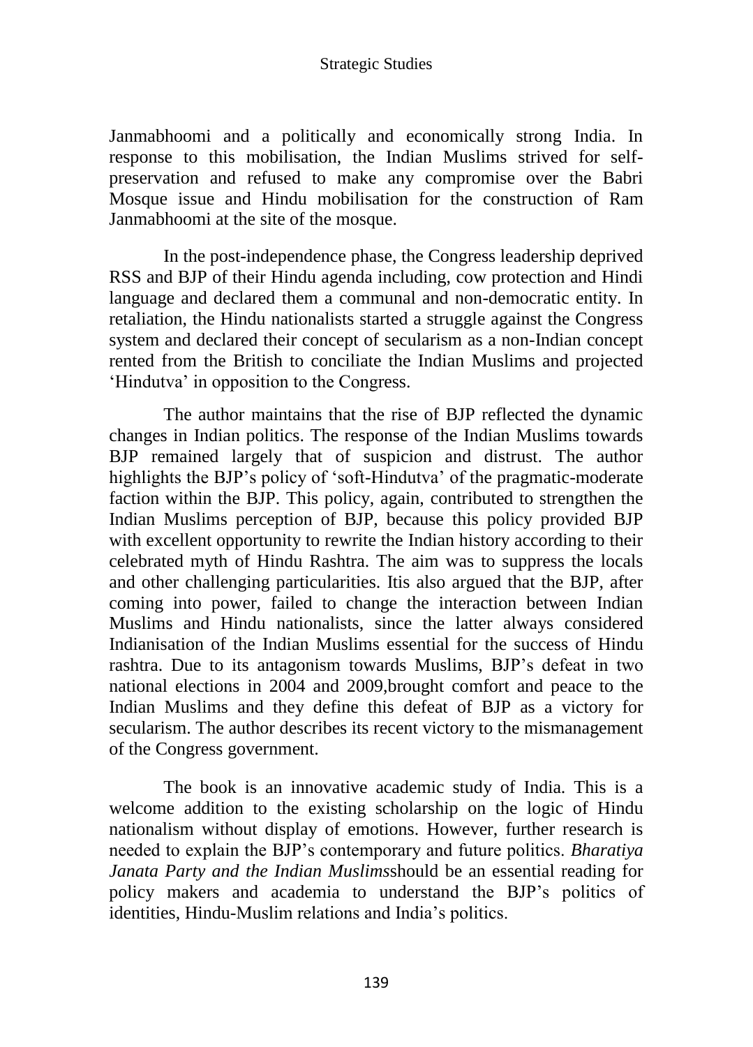Janmabhoomi and a politically and economically strong India. In response to this mobilisation, the Indian Muslims strived for self-preservation and refused to make any compromise over the Babri Mosque issue and Hindu mobilisation for the construction of Ram Janmabhoomi at the site of the mosque.

In the post-independence phase, the Congress leadership deprived RSS and BJP of their Hindu agenda including, cow protection and Hindi language and declared them a communal and non-democratic entity. In retaliation, the Hindu nationalists started a struggle against the Congress system and declared their concept of secularism as a non-Indian concept rented from the British to conciliate the Indian Muslims and projected 'Hindutva' in opposition to the Congress.

The author maintains that the rise of BJP reflected the dynamic changes in Indian politics. The response of the Indian Muslims towards BJP remained largely that of suspicion and distrust. The author highlights the BJP's policy of 'soft-Hindutva' of the pragmatic-moderate faction within the BJP. This policy, again, contributed to strengthen the Indian Muslims perception of BJP, because this policy provided BJP with excellent opportunity to rewrite the Indian history according to their celebrated myth of Hindu Rashtra. The aim was to suppress the locals and other challenging particularities. Itis also argued that the BJP, after coming into power, failed to change the interaction between Indian Muslims and Hindu nationalists, since the latter always considered Indianisation of the Indian Muslims essential for the success of Hindu rashtra. Due to its antagonism towards Muslims, BJP's defeat in two national elections in 2004 and 2009,brought comfort and peace to the Indian Muslims and they define this defeat of BJP as a victory for secularism. The author describes its recent victory to the mismanagement of the Congress government.

The book is an innovative academic study of India. This is a welcome addition to the existing scholarship on the logic of Hindu nationalism without display of emotions. However, further research is needed to explain the BJP's contemporary and future politics. *Bharatiya Janata Party and the Indian Muslims*should be an essential reading for policy makers and academia to understand the BJP's politics of identities, Hindu-Muslim relations and India's politics.